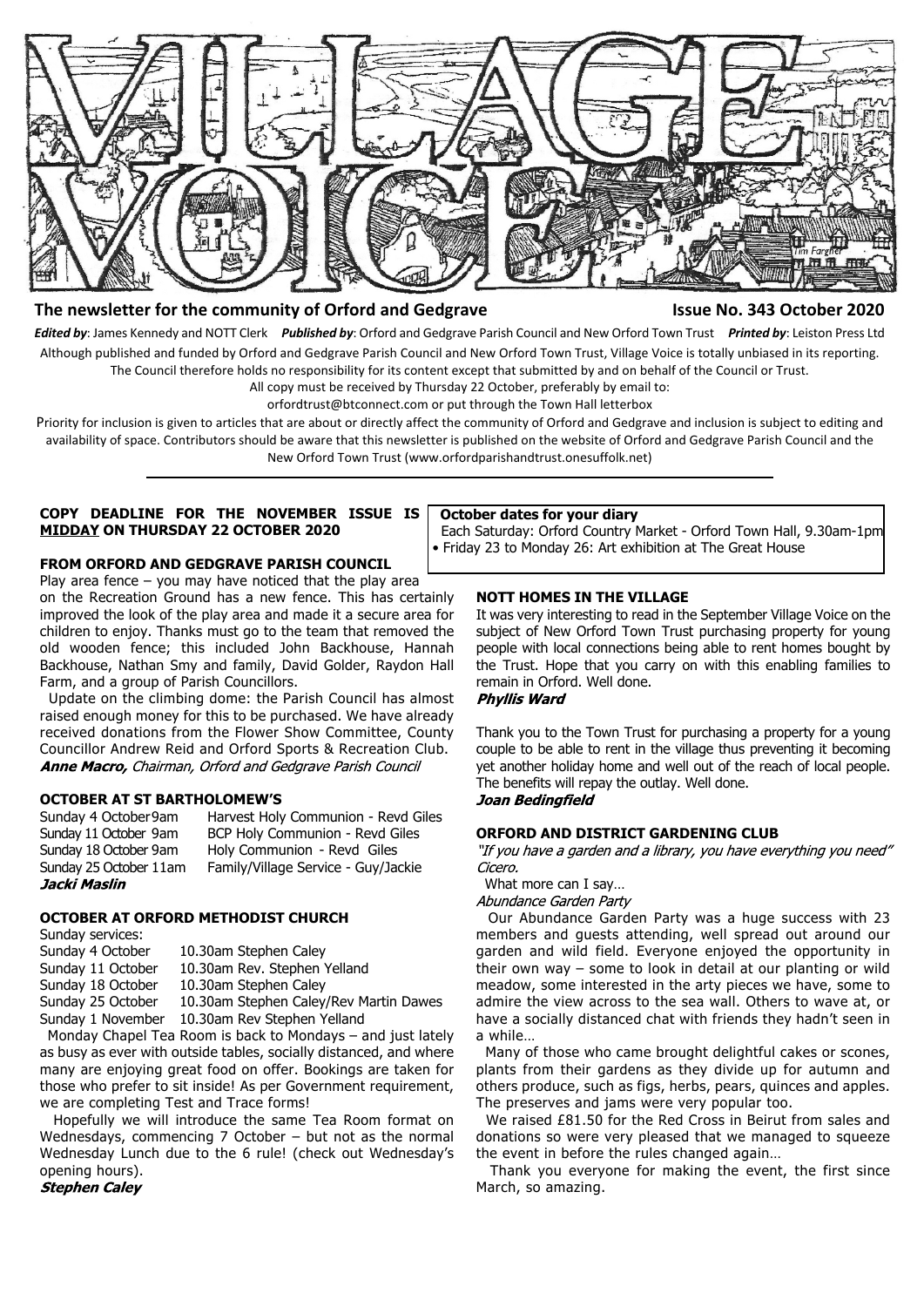# VILLAGE VOICE

**The newsletter for the community of Orford and Gedgrave** **Issue No. 343 October 2020**

***Edited by***: James Kennedy and NOTT Clerk ***Published by***: Orford and Gedgrave Parish Council and New Orford Town Trust ***Printed by***: Leiston Press Ltd

Although published and funded by Orford and Gedgrave Parish Council and New Orford Town Trust, Village Voice is totally unbiased in its reporting. The Council therefore holds no responsibility for its content except that submitted by and on behalf of the Council or Trust.

All copy must be received by Thursday 22 October, preferably by email to:

orfordtrust@btconnect.com or put through the Town Hall letterbox

Priority for inclusion is given to articles that are about or directly affect the community of Orford and Gedgrave and inclusion is subject to editing and availability of space. Contributors should be aware that this newsletter is published on the website of Orford and Gedgrave Parish Council and the New Orford Town Trust (www.orfordparishandtrust.onesuffolk.net)

---

**COPY DEADLINE FOR THE NOVEMBER ISSUE IS MIDDAY ON THURSDAY 22 OCTOBER 2020**

**October dates for your diary**

Each Saturday: Orford Country Market - Orford Town Hall, 9.30am-1pm

- Friday 23 to Monday 26: Art exhibition at The Great House

## FROM ORFORD AND GEDGRAVE PARISH COUNCIL

Play area fence – you may have noticed that the play area on the Recreation Ground has a new fence. This has certainly improved the look of the play area and made it a secure area for children to enjoy. Thanks must go to the team that removed the old wooden fence; this included John Backhouse, Hannah Backhouse, Nathan Smy and family, David Golder, Raydon Hall Farm, and a group of Parish Councillors.

Update on the climbing dome: the Parish Council has almost raised enough money for this to be purchased. We have already received donations from the Flower Show Committee, County Councillor Andrew Reid and Orford Sports & Recreation Club.

***Anne Macro,*** *Chairman, Orford and Gedgrave Parish Council*

## OCTOBER AT ST BARTHOLOMEW'S

Sunday 4 October 9am Harvest Holy Communion - Revd Giles
Sunday 11 October 9am BCP Holy Communion - Revd Giles
Sunday 18 October 9am Holy Communion - Revd Giles
Sunday 25 October 11am Family/Village Service - Guy/Jackie

***Jacki Maslin***

## OCTOBER AT ORFORD METHODIST CHURCH

Sunday services:

Sunday 4 October 10.30am Stephen Caley
Sunday 11 October 10.30am Rev. Stephen Yelland
Sunday 18 October 10.30am Stephen Caley
Sunday 25 October 10.30am Stephen Caley/Rev Martin Dawes
Sunday 1 November 10.30am Rev Stephen Yelland

Monday Chapel Tea Room is back to Mondays – and just lately as busy as ever with outside tables, socially distanced, and where many are enjoying great food on offer. Bookings are taken for those who prefer to sit inside! As per Government requirement, we are completing Test and Trace forms!

Hopefully we will introduce the same Tea Room format on Wednesdays, commencing 7 October – but not as the normal Wednesday Lunch due to the 6 rule! (check out Wednesday's opening hours).

***Stephen Caley***

## NOTT HOMES IN THE VILLAGE

It was very interesting to read in the September Village Voice on the subject of New Orford Town Trust purchasing property for young people with local connections being able to rent homes bought by the Trust. Hope that you carry on with this enabling families to remain in Orford. Well done.

***Phyllis Ward***

Thank you to the Town Trust for purchasing a property for a young couple to be able to rent in the village thus preventing it becoming yet another holiday home and well out of the reach of local people. The benefits will repay the outlay. Well done.

***Joan Bedingfield***

## ORFORD AND DISTRICT GARDENING CLUB

*"If you have a garden and a library, you have everything you need" Cicero.*

What more can I say…

*Abundance Garden Party*

Our Abundance Garden Party was a huge success with 23 members and guests attending, well spread out around our garden and wild field. Everyone enjoyed the opportunity in their own way – some to look in detail at our planting or wild meadow, some interested in the arty pieces we have, some to admire the view across to the sea wall. Others to wave at, or have a socially distanced chat with friends they hadn't seen in a while…

Many of those who came brought delightful cakes or scones, plants from their gardens as they divide up for autumn and others produce, such as figs, herbs, pears, quinces and apples. The preserves and jams were very popular too.

We raised £81.50 for the Red Cross in Beirut from sales and donations so were very pleased that we managed to squeeze the event in before the rules changed again…

Thank you everyone for making the event, the first since March, so amazing.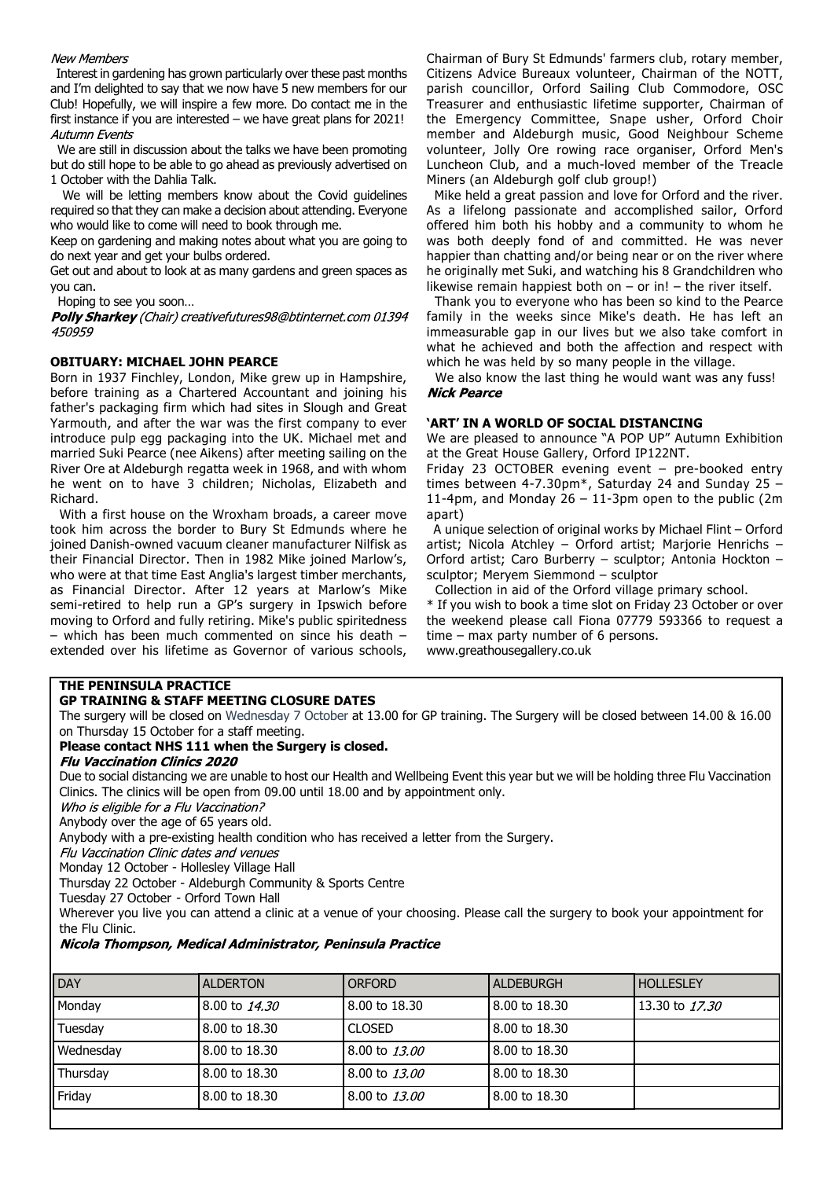*New Members*

Interest in gardening has grown particularly over these past months and I'm delighted to say that we now have 5 new members for our Club! Hopefully, we will inspire a few more. Do contact me in the first instance if you are interested – we have great plans for 2021!

*Autumn Events*

We are still in discussion about the talks we have been promoting but do still hope to be able to go ahead as previously advertised on 1 October with the Dahlia Talk.

We will be letting members know about the Covid guidelines required so that they can make a decision about attending. Everyone who would like to come will need to book through me.

Keep on gardening and making notes about what you are going to do next year and get your bulbs ordered.

Get out and about to look at as many gardens and green spaces as you can.

Hoping to see you soon…

***Polly Sharkey*** *(Chair) creativefutures98@btinternet.com 01394 450959*

### OBITUARY: MICHAEL JOHN PEARCE

Born in 1937 Finchley, London, Mike grew up in Hampshire, before training as a Chartered Accountant and joining his father's packaging firm which had sites in Slough and Great Yarmouth, and after the war was the first company to ever introduce pulp egg packaging into the UK. Michael met and married Suki Pearce (nee Aikens) after meeting sailing on the River Ore at Aldeburgh regatta week in 1968, and with whom he went on to have 3 children; Nicholas, Elizabeth and Richard.

With a first house on the Wroxham broads, a career move took him across the border to Bury St Edmunds where he joined Danish-owned vacuum cleaner manufacturer Nilfisk as their Financial Director. Then in 1982 Mike joined Marlow's, who were at that time East Anglia's largest timber merchants, as Financial Director. After 12 years at Marlow's Mike semi-retired to help run a GP's surgery in Ipswich before moving to Orford and fully retiring. Mike's public spiritedness – which has been much commented on since his death – extended over his lifetime as Governor of various schools, Chairman of Bury St Edmunds' farmers club, rotary member, Citizens Advice Bureaux volunteer, Chairman of the NOTT, parish councillor, Orford Sailing Club Commodore, OSC Treasurer and enthusiastic lifetime supporter, Chairman of the Emergency Committee, Snape usher, Orford Choir member and Aldeburgh music, Good Neighbour Scheme volunteer, Jolly Ore rowing race organiser, Orford Men's Luncheon Club, and a much-loved member of the Treacle Miners (an Aldeburgh golf club group!)

Mike held a great passion and love for Orford and the river. As a lifelong passionate and accomplished sailor, Orford offered him both his hobby and a community to whom he was both deeply fond of and committed. He was never happier than chatting and/or being near or on the river where he originally met Suki, and watching his 8 Grandchildren who likewise remain happiest both on – or in! – the river itself.

Thank you to everyone who has been so kind to the Pearce family in the weeks since Mike's death. He has left an immeasurable gap in our lives but we also take comfort in what he achieved and both the affection and respect with which he was held by so many people in the village.

We also know the last thing he would want was any fuss!

***Nick Pearce***

### 'ART' IN A WORLD OF SOCIAL DISTANCING

We are pleased to announce "A POP UP" Autumn Exhibition at the Great House Gallery, Orford IP122NT.

Friday 23 OCTOBER evening event – pre-booked entry times between 4-7.30pm*, Saturday 24 and Sunday 25 – 11-4pm, and Monday 26 – 11-3pm open to the public (2m apart)

A unique selection of original works by Michael Flint – Orford artist; Nicola Atchley – Orford artist; Marjorie Henrichs – Orford artist; Caro Burberry – sculptor; Antonia Hockton – sculptor; Meryem Siemmond – sculptor

Collection in aid of the Orford village primary school.

* If you wish to book a time slot on Friday 23 October or over the weekend please call Fiona 07779 593366 to request a time – max party number of 6 persons.

www.greathousegallery.co.uk

### THE PENINSULA PRACTICE
### GP TRAINING & STAFF MEETING CLOSURE DATES

The surgery will be closed on Wednesday 7 October at 13.00 for GP training. The Surgery will be closed between 14.00 & 16.00 on Thursday 15 October for a staff meeting.

**Please contact NHS 111 when the Surgery is closed.**

***Flu Vaccination Clinics 2020***

Due to social distancing we are unable to host our Health and Wellbeing Event this year but we will be holding three Flu Vaccination Clinics. The clinics will be open from 09.00 until 18.00 and by appointment only.

*Who is eligible for a Flu Vaccination?*

Anybody over the age of 65 years old.

Anybody with a pre-existing health condition who has received a letter from the Surgery.

*Flu Vaccination Clinic dates and venues*

Monday 12 October - Hollesley Village Hall

Thursday 22 October - Aldeburgh Community & Sports Centre

Tuesday 27 October - Orford Town Hall

Wherever you live you can attend a clinic at a venue of your choosing. Please call the surgery to book your appointment for the Flu Clinic.

***Nicola Thompson, Medical Administrator, Peninsula Practice***

| DAY | ALDERTON | ORFORD | ALDEBURGH | HOLLESLEY |
|---|---|---|---|---|
| Monday | 8.00 to *14.30* | 8.00 to 18.30 | 8.00 to 18.30 | 13.30 to *17.30* |
| Tuesday | 8.00 to 18.30 | CLOSED | 8.00 to 18.30 | |
| Wednesday | 8.00 to 18.30 | 8.00 to *13.00* | 8.00 to 18.30 | |
| Thursday | 8.00 to 18.30 | 8.00 to *13.00* | 8.00 to 18.30 | |
| Friday | 8.00 to 18.30 | 8.00 to *13.00* | 8.00 to 18.30 | |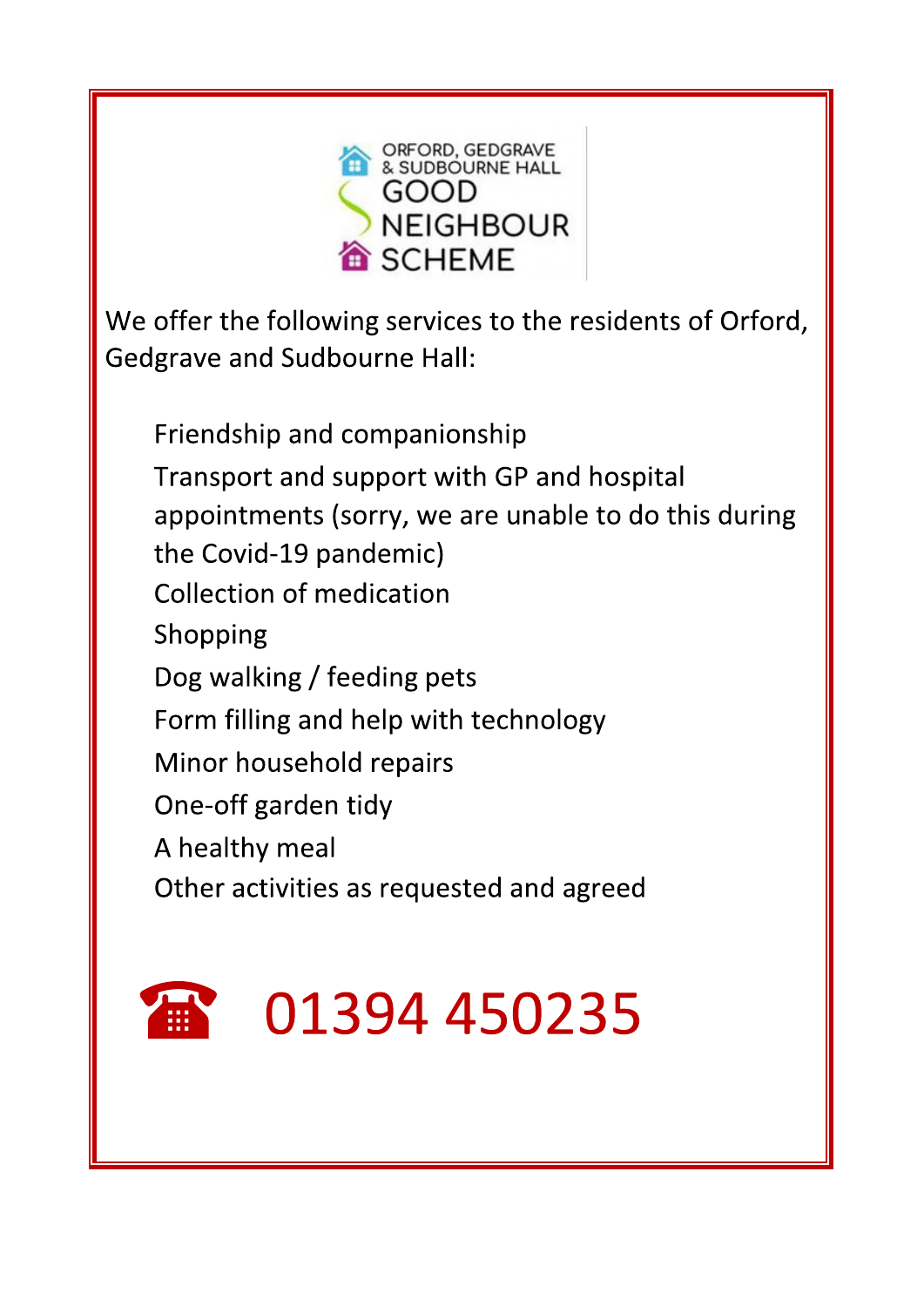ORFORD, GEDGRAVE & SUDBOURNE HALL

# GOOD NEIGHBOUR SCHEME

We offer the following services to the residents of Orford, Gedgrave and Sudbourne Hall:

- Friendship and companionship
- Transport and support with GP and hospital appointments (sorry, we are unable to do this during the Covid-19 pandemic)
- Collection of medication
- Shopping
- Dog walking / feeding pets
- Form filling and help with technology
- Minor household repairs
- One-off garden tidy
- A healthy meal
- Other activities as requested and agreed

☎ 01394 450235